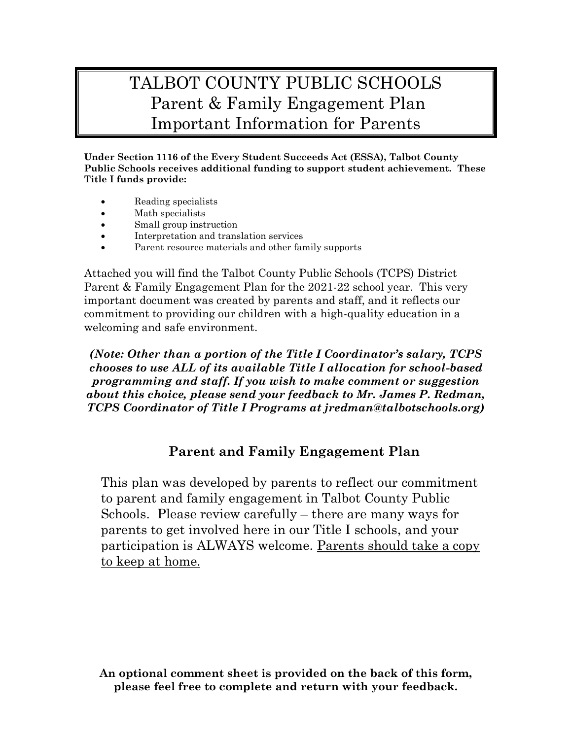# TALBOT COUNTY PUBLIC SCHOOLS
# Parent & Family Engagement Plan
# Important Information for Parents

**Under Section 1116 of the Every Student Succeeds Act (ESSA), Talbot County Public Schools receives additional funding to support student achievement. These Title I funds provide:**

- Reading specialists
- Math specialists
- Small group instruction
- Interpretation and translation services
- Parent resource materials and other family supports

Attached you will find the Talbot County Public Schools (TCPS) District Parent & Family Engagement Plan for the 2021-22 school year. This very important document was created by parents and staff, and it reflects our commitment to providing our children with a high-quality education in a welcoming and safe environment.

***(Note: Other than a portion of the Title I Coordinator's salary, TCPS chooses to use ALL of its available Title I allocation for school-based programming and staff. If you wish to make comment or suggestion about this choice, please send your feedback to Mr. James P. Redman, TCPS Coordinator of Title I Programs at jredman@talbotschools.org)***

## Parent and Family Engagement Plan

This plan was developed by parents to reflect our commitment to parent and family engagement in Talbot County Public Schools. Please review carefully – there are many ways for parents to get involved here in our Title I schools, and your participation is ALWAYS welcome. <u>Parents should take a copy to keep at home.</u>

**An optional comment sheet is provided on the back of this form, please feel free to complete and return with your feedback.**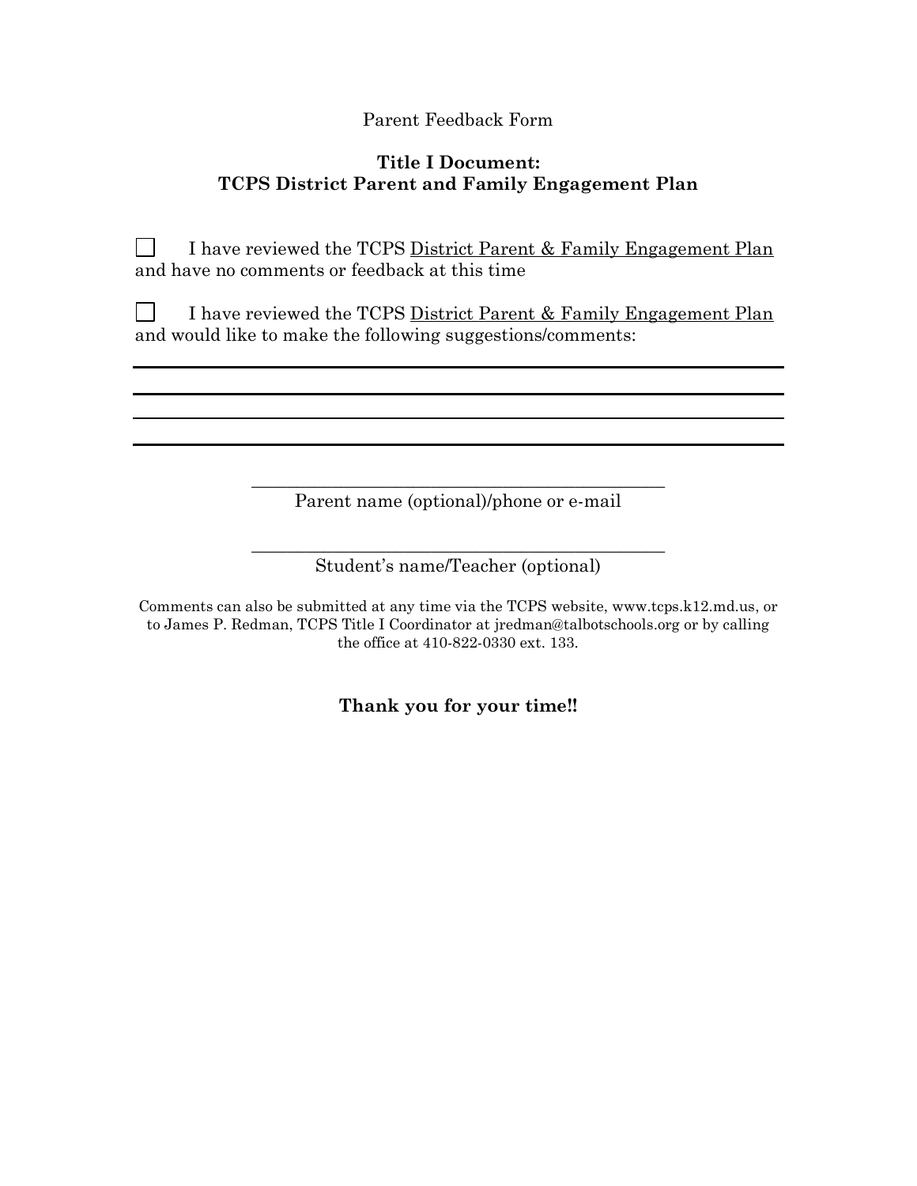Parent Feedback Form

**Title I Document:**
**TCPS District Parent and Family Engagement Plan**

☐ I have reviewed the TCPS District Parent & Family Engagement Plan and have no comments or feedback at this time

☐ I have reviewed the TCPS District Parent & Family Engagement Plan and would like to make the following suggestions/comments:

________________________________________________________________________

________________________________________________________________________

________________________________________________________________________

________________________________________________________________________

______________________________________________
Parent name (optional)/phone or e-mail

______________________________________________
Student's name/Teacher (optional)

Comments can also be submitted at any time via the TCPS website, www.tcps.k12.md.us, or to James P. Redman, TCPS Title I Coordinator at jredman@talbotschools.org or by calling the office at 410-822-0330 ext. 133.

**Thank you for your time!!**